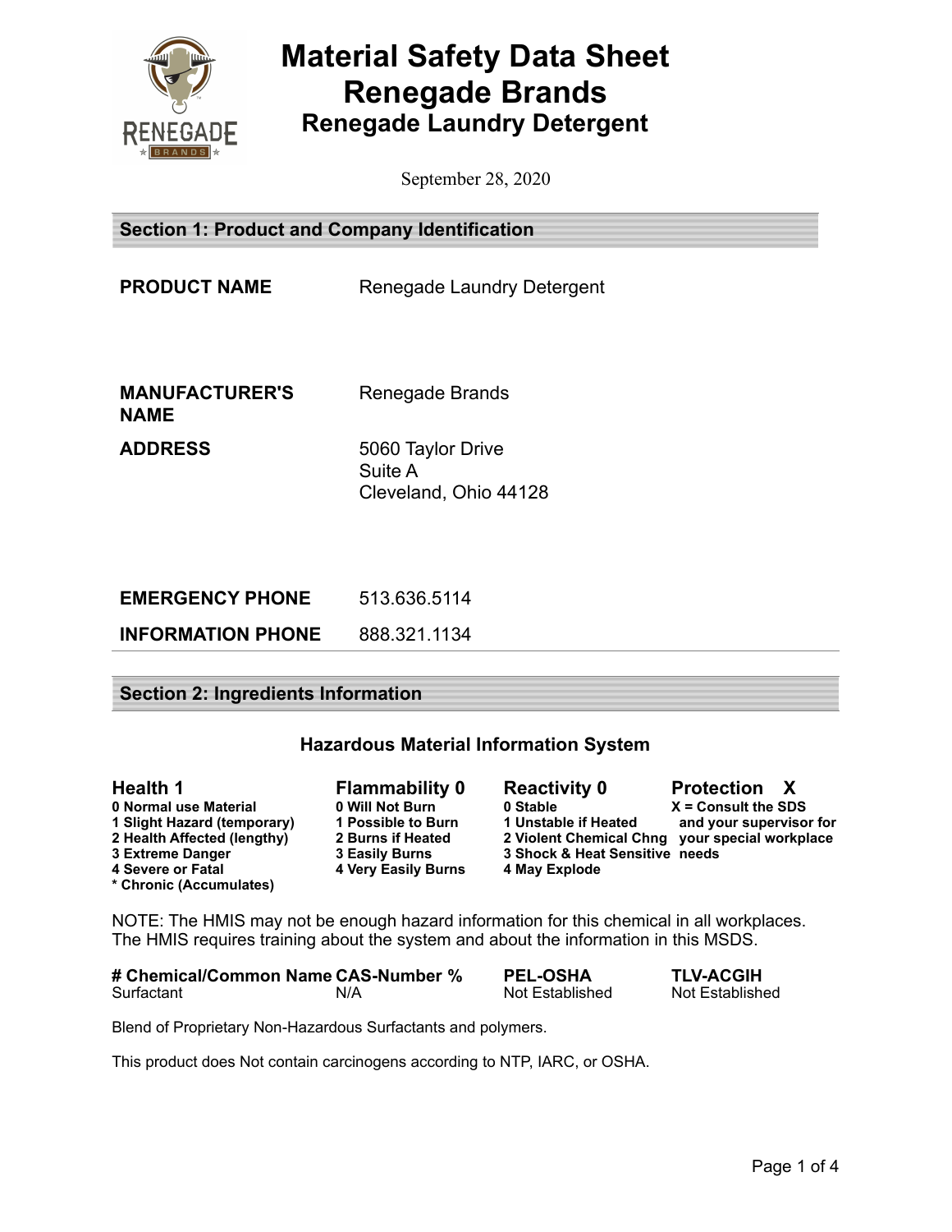# Material Safety Data Sheet
# Renegade Brands
## Renegade Laundry Detergent

September 28, 2020

## Section 1: Product and Company Identification

**PRODUCT NAME** Renegade Laundry Detergent

**MANUFACTURER'S NAME** Renegade Brands

**ADDRESS** 5060 Taylor Drive
Suite A
Cleveland, Ohio 44128

**EMERGENCY PHONE** 513.636.5114

**INFORMATION PHONE** 888.321.1134

## Section 2: Ingredients Information

### Hazardous Material Information System

| Health 1 | Flammability 0 | Reactivity 0 | Protection X |
|---|---|---|---|
| **0 Normal use Material** | **0 Will Not Burn** | **0 Stable** | **X = Consult the SDS and your supervisor for your special workplace needs** |
| **1 Slight Hazard (temporary)** | **1 Possible to Burn** | **1 Unstable if Heated** | |
| **2 Health Affected (lengthy)** | **2 Burns if Heated** | **2 Violent Chemical Chng** | |
| **3 Extreme Danger** | **3 Easily Burns** | **3 Shock & Heat Sensitive** | |
| **4 Severe or Fatal** | **4 Very Easily Burns** | **4 May Explode** | |
| **\* Chronic (Accumulates)** | | | |

NOTE: The HMIS may not be enough hazard information for this chemical in all workplaces. The HMIS requires training about the system and about the information in this MSDS.

| # Chemical/Common Name | CAS-Number % | PEL-OSHA | TLV-ACGIH |
|---|---|---|---|
| Surfactant | N/A | Not Established | Not Established |

Blend of Proprietary Non-Hazardous Surfactants and polymers.

This product does Not contain carcinogens according to NTP, IARC, or OSHA.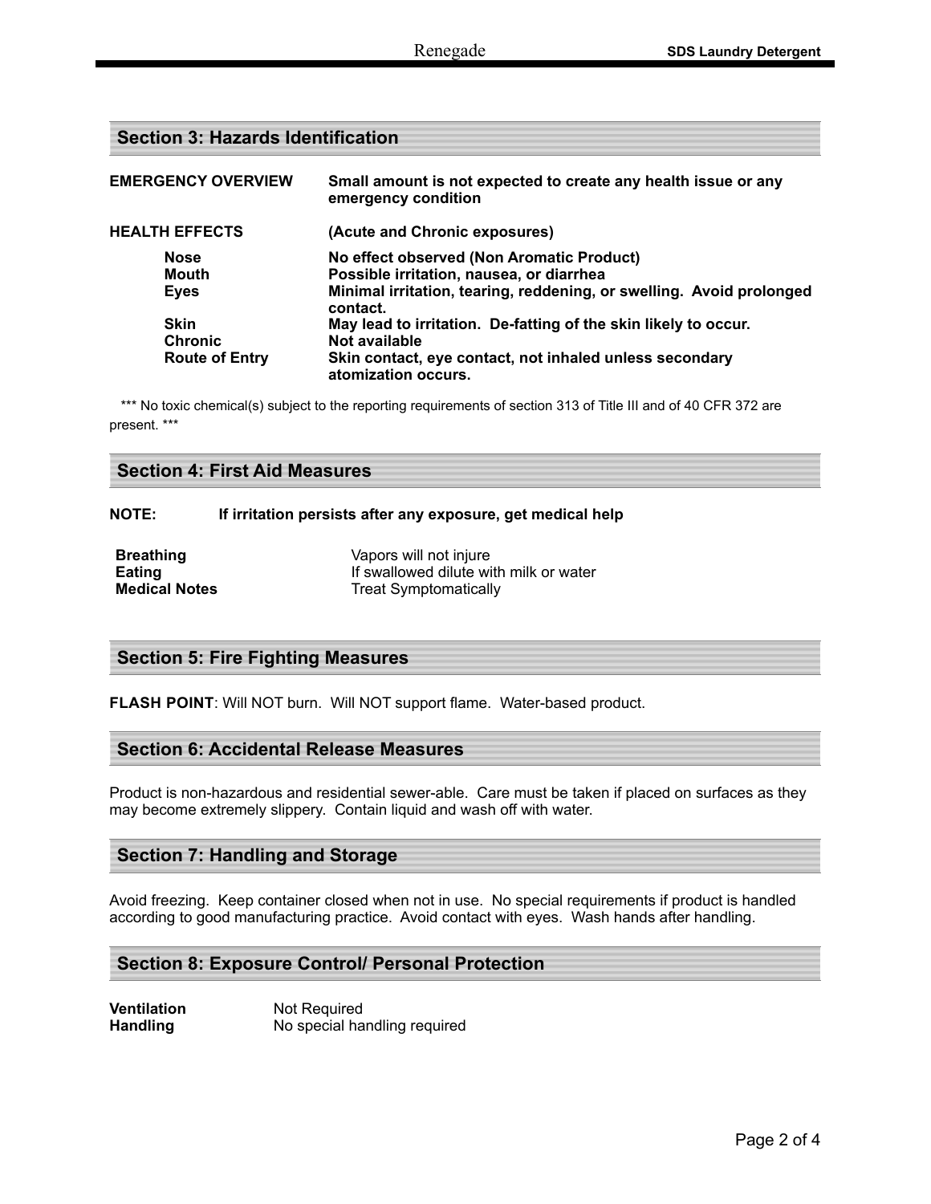## Section 3: Hazards Identification

| | |
|---|---|
| **EMERGENCY OVERVIEW** | **Small amount is not expected to create any health issue or any emergency condition** |
| **HEALTH EFFECTS** | **(Acute and Chronic exposures)** |
| **Nose** | **No effect observed (Non Aromatic Product)** |
| **Mouth** | **Possible irritation, nausea, or diarrhea** |
| **Eyes** | **Minimal irritation, tearing, reddening, or swelling. Avoid prolonged contact.** |
| **Skin** | **May lead to irritation. De-fatting of the skin likely to occur.** |
| **Chronic** | **Not available** |
| **Route of Entry** | **Skin contact, eye contact, not inhaled unless secondary atomization occurs.** |

*** No toxic chemical(s) subject to the reporting requirements of section 313 of Title III and of 40 CFR 372 are present. ***

## Section 4: First Aid Measures

**NOTE: If irritation persists after any exposure, get medical help**

| | |
|---|---|
| **Breathing** | Vapors will not injure |
| **Eating** | If swallowed dilute with milk or water |
| **Medical Notes** | Treat Symptomatically |

## Section 5: Fire Fighting Measures

**FLASH POINT**: Will NOT burn. Will NOT support flame. Water-based product.

## Section 6: Accidental Release Measures

Product is non-hazardous and residential sewer-able. Care must be taken if placed on surfaces as they may become extremely slippery. Contain liquid and wash off with water.

## Section 7: Handling and Storage

Avoid freezing. Keep container closed when not in use. No special requirements if product is handled according to good manufacturing practice. Avoid contact with eyes. Wash hands after handling.

## Section 8: Exposure Control/ Personal Protection

| | |
|---|---|
| **Ventilation** | Not Required |
| **Handling** | No special handling required |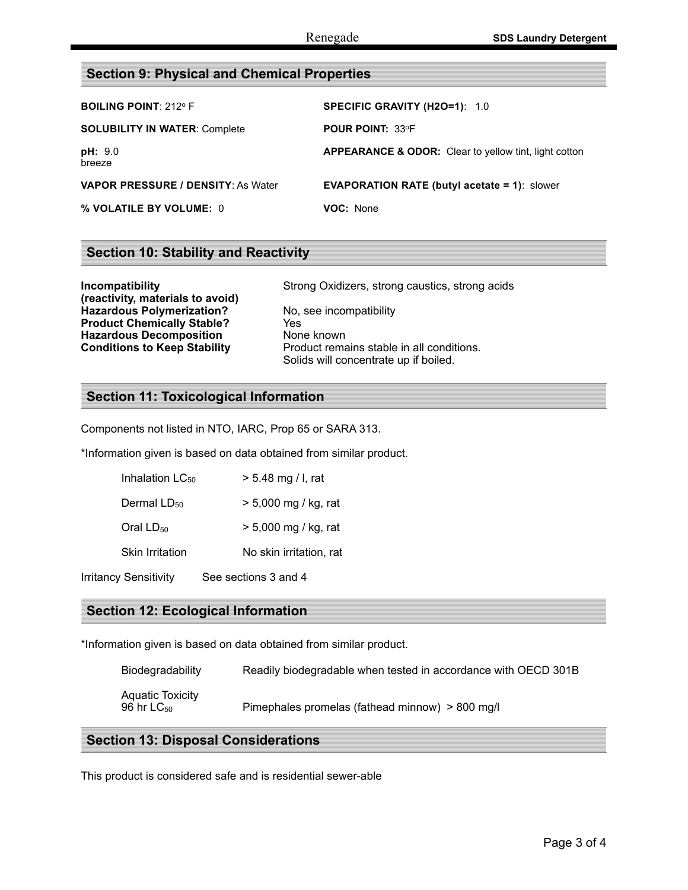## Section 9: Physical and Chemical Properties

**BOILING POINT**: 212° F

**SPECIFIC GRAVITY (H2O=1)**: 1.0

**SOLUBILITY IN WATER**: Complete

**POUR POINT:** 33°F

**pH:** 9.0

**APPEARANCE & ODOR:** Clear to yellow tint, light cotton breeze

**VAPOR PRESSURE / DENSITY**: As Water

**EVAPORATION RATE (butyl acetate = 1)**: slower

**% VOLATILE BY VOLUME:** 0

**VOC:** None

## Section 10: Stability and Reactivity

| | |
|---|---|
| **Incompatibility (reactivity, materials to avoid)** | Strong Oxidizers, strong caustics, strong acids |
| **Hazardous Polymerization?** | No, see incompatibility |
| **Product Chemically Stable?** | Yes |
| **Hazardous Decomposition** | None known |
| **Conditions to Keep Stability** | Product remains stable in all conditions. Solids will concentrate up if boiled. |

## Section 11: Toxicological Information

Components not listed in NTO, IARC, Prop 65 or SARA 313.

*Information given is based on data obtained from similar product.

| | |
|---|---|
| Inhalation $LC_{50}$ | > 5.48 mg / l, rat |
| Dermal $LD_{50}$ | > 5,000 mg / kg, rat |
| Oral $LD_{50}$ | > 5,000 mg / kg, rat |
| Skin Irritation | No skin irritation, rat |

Irritancy Sensitivity See sections 3 and 4

## Section 12: Ecological Information

*Information given is based on data obtained from similar product.

| | |
|---|---|
| Biodegradability | Readily biodegradable when tested in accordance with OECD 301B |
| Aquatic Toxicity 96 hr $LC_{50}$ | Pimephales promelas (fathead minnow) > 800 mg/l |

## Section 13: Disposal Considerations

This product is considered safe and is residential sewer-able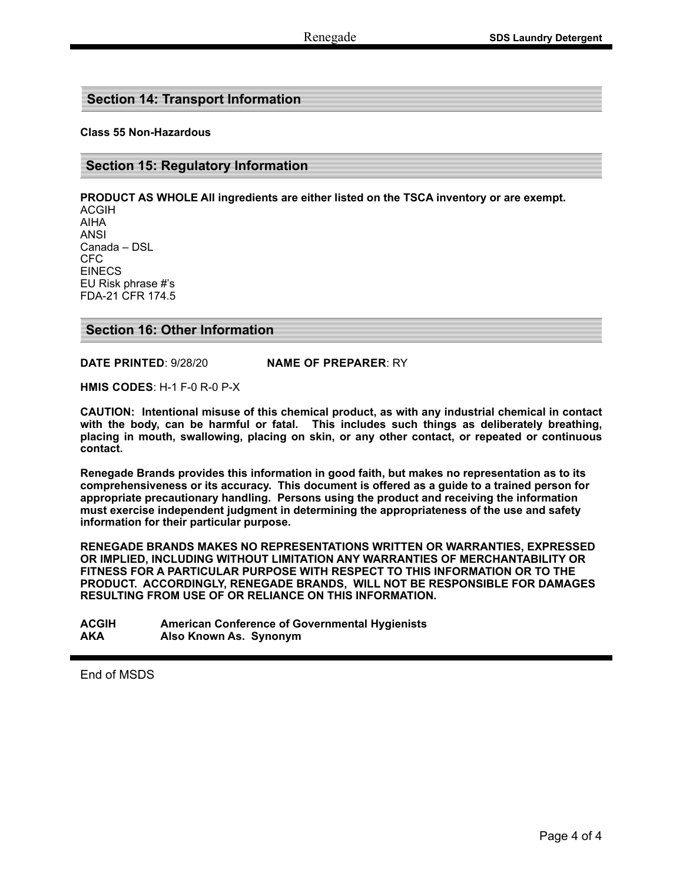## Section 14: Transport Information

**Class 55 Non-Hazardous**

## Section 15: Regulatory Information

**PRODUCT AS WHOLE All ingredients are either listed on the TSCA inventory or are exempt.**
ACGIH
AIHA
ANSI
Canada – DSL
CFC
EINECS
EU Risk phrase #'s
FDA-21 CFR 174.5

## Section 16: Other Information

**DATE PRINTED**: 9/28/20 **NAME OF PREPARER**: RY

**HMIS CODES**: H-1 F-0 R-0 P-X

**CAUTION: Intentional misuse of this chemical product, as with any industrial chemical in contact with the body, can be harmful or fatal. This includes such things as deliberately breathing, placing in mouth, swallowing, placing on skin, or any other contact, or repeated or continuous contact.**

**Renegade Brands provides this information in good faith, but makes no representation as to its comprehensiveness or its accuracy. This document is offered as a guide to a trained person for appropriate precautionary handling. Persons using the product and receiving the information must exercise independent judgment in determining the appropriateness of the use and safety information for their particular purpose.**

**RENEGADE BRANDS MAKES NO REPRESENTATIONS WRITTEN OR WARRANTIES, EXPRESSED OR IMPLIED, INCLUDING WITHOUT LIMITATION ANY WARRANTIES OF MERCHANTABILITY OR FITNESS FOR A PARTICULAR PURPOSE WITH RESPECT TO THIS INFORMATION OR TO THE PRODUCT. ACCORDINGLY, RENEGADE BRANDS, WILL NOT BE RESPONSIBLE FOR DAMAGES RESULTING FROM USE OF OR RELIANCE ON THIS INFORMATION.**

| | |
|---|---|
| **ACGIH** | **American Conference of Governmental Hygienists** |
| **AKA** | **Also Known As. Synonym** |

End of MSDS